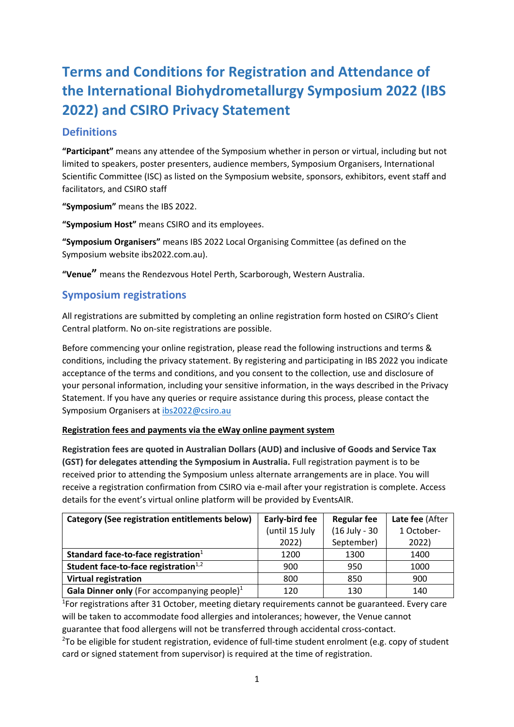# Terms and Conditions for Registration and Attendance of the International Biohydrometallurgy Symposium 2022 (IBS 2022) and CSIRO Privacy Statement

## Definitions

**"Participant"** means any attendee of the Symposium whether in person or virtual, including but not limited to speakers, poster presenters, audience members, Symposium Organisers, International Scientific Committee (ISC) as listed on the Symposium website, sponsors, exhibitors, event staff and facilitators, and CSIRO staff

**"Symposium"** means the IBS 2022.

**"Symposium Host"** means CSIRO and its employees.

**"Symposium Organisers"** means IBS 2022 Local Organising Committee (as defined on the Symposium website ibs2022.com.au).

**"Venue"** means the Rendezvous Hotel Perth, Scarborough, Western Australia.

## Symposium registrations

All registrations are submitted by completing an online registration form hosted on CSIRO's Client Central platform. No on-site registrations are possible.

Before commencing your online registration, please read the following instructions and terms & conditions, including the privacy statement. By registering and participating in IBS 2022 you indicate acceptance of the terms and conditions, and you consent to the collection, use and disclosure of your personal information, including your sensitive information, in the ways described in the Privacy Statement. If you have any queries or require assistance during this process, please contact the Symposium Organisers at ibs2022@csiro.au

**Registration fees and payments via the eWay online payment system**

**Registration fees are quoted in Australian Dollars (AUD) and inclusive of Goods and Service Tax (GST) for delegates attending the Symposium in Australia.** Full registration payment is to be received prior to attending the Symposium unless alternate arrangements are in place. You will receive a registration confirmation from CSIRO via e-mail after your registration is complete. Access details for the event's virtual online platform will be provided by EventsAIR.

| Category (See registration entitlements below) | Early-bird fee (until 15 July 2022) | Regular fee (16 July - 30 September) | Late fee (After 1 October-2022) |
|---|---|---|---|
| **Standard face-to-face registration**[1] | 1200 | 1300 | 1400 |
| **Student face-to-face registration**[1,2] | 900 | 950 | 1000 |
| **Virtual registration** | 800 | 850 | 900 |
| **Gala Dinner only** (For accompanying people)[1] | 120 | 130 | 140 |

[1]For registrations after 31 October, meeting dietary requirements cannot be guaranteed. Every care will be taken to accommodate food allergies and intolerances; however, the Venue cannot guarantee that food allergens will not be transferred through accidental cross-contact.

[2]To be eligible for student registration, evidence of full-time student enrolment (e.g. copy of student card or signed statement from supervisor) is required at the time of registration.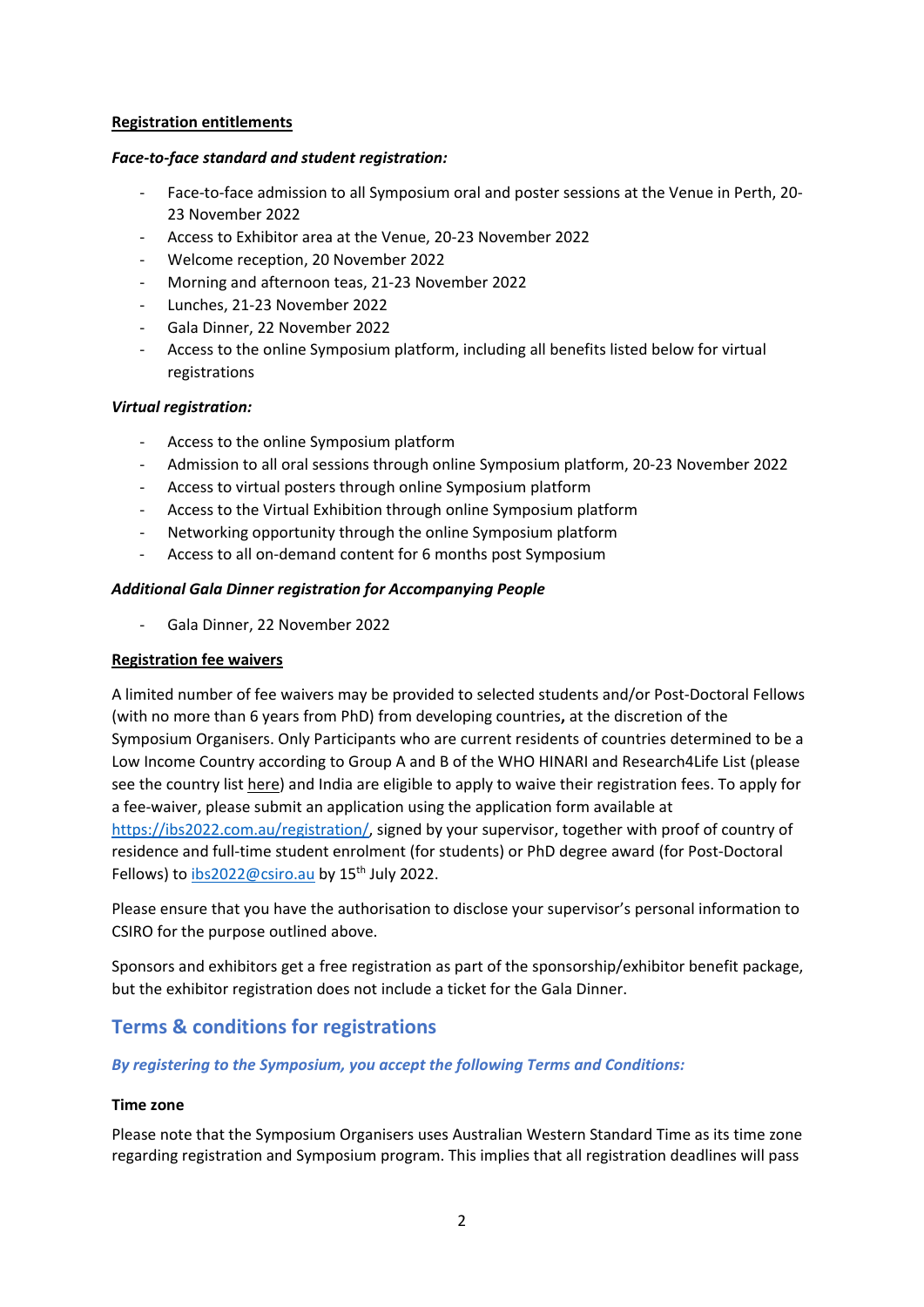**Registration entitlements**

***Face-to-face standard and student registration:***

- Face-to-face admission to all Symposium oral and poster sessions at the Venue in Perth, 20-23 November 2022
- Access to Exhibitor area at the Venue, 20-23 November 2022
- Welcome reception, 20 November 2022
- Morning and afternoon teas, 21-23 November 2022
- Lunches, 21-23 November 2022
- Gala Dinner, 22 November 2022
- Access to the online Symposium platform, including all benefits listed below for virtual registrations

***Virtual registration:***

- Access to the online Symposium platform
- Admission to all oral sessions through online Symposium platform, 20-23 November 2022
- Access to virtual posters through online Symposium platform
- Access to the Virtual Exhibition through online Symposium platform
- Networking opportunity through the online Symposium platform
- Access to all on-demand content for 6 months post Symposium

***Additional Gala Dinner registration for Accompanying People***

- Gala Dinner, 22 November 2022

**Registration fee waivers**

A limited number of fee waivers may be provided to selected students and/or Post-Doctoral Fellows (with no more than 6 years from PhD) from developing countries**,** at the discretion of the Symposium Organisers. Only Participants who are current residents of countries determined to be a Low Income Country according to Group A and B of the WHO HINARI and Research4Life List (please see the country list here) and India are eligible to apply to waive their registration fees. To apply for a fee-waiver, please submit an application using the application form available at https://ibs2022.com.au/registration/, signed by your supervisor, together with proof of country of residence and full-time student enrolment (for students) or PhD degree award (for Post-Doctoral Fellows) to ibs2022@csiro.au by 15th July 2022.

Please ensure that you have the authorisation to disclose your supervisor's personal information to CSIRO for the purpose outlined above.

Sponsors and exhibitors get a free registration as part of the sponsorship/exhibitor benefit package, but the exhibitor registration does not include a ticket for the Gala Dinner.

## Terms & conditions for registrations

***By registering to the Symposium, you accept the following Terms and Conditions:***

**Time zone**

Please note that the Symposium Organisers uses Australian Western Standard Time as its time zone regarding registration and Symposium program. This implies that all registration deadlines will pass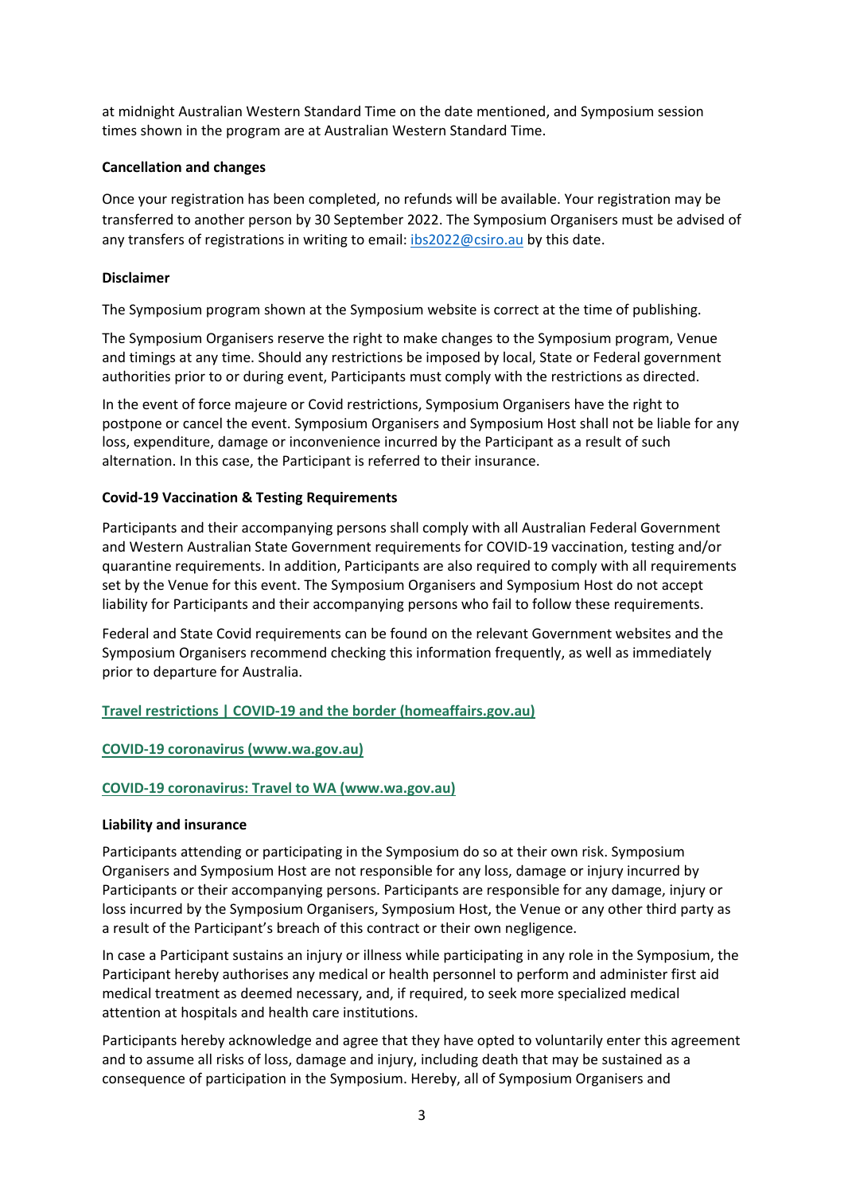at midnight Australian Western Standard Time on the date mentioned, and Symposium session times shown in the program are at Australian Western Standard Time.

**Cancellation and changes**

Once your registration has been completed, no refunds will be available. Your registration may be transferred to another person by 30 September 2022. The Symposium Organisers must be advised of any transfers of registrations in writing to email: ibs2022@csiro.au by this date.

**Disclaimer**

The Symposium program shown at the Symposium website is correct at the time of publishing.

The Symposium Organisers reserve the right to make changes to the Symposium program, Venue and timings at any time. Should any restrictions be imposed by local, State or Federal government authorities prior to or during event, Participants must comply with the restrictions as directed.

In the event of force majeure or Covid restrictions, Symposium Organisers have the right to postpone or cancel the event. Symposium Organisers and Symposium Host shall not be liable for any loss, expenditure, damage or inconvenience incurred by the Participant as a result of such alternation. In this case, the Participant is referred to their insurance.

**Covid-19 Vaccination & Testing Requirements**

Participants and their accompanying persons shall comply with all Australian Federal Government and Western Australian State Government requirements for COVID-19 vaccination, testing and/or quarantine requirements. In addition, Participants are also required to comply with all requirements set by the Venue for this event. The Symposium Organisers and Symposium Host do not accept liability for Participants and their accompanying persons who fail to follow these requirements.

Federal and State Covid requirements can be found on the relevant Government websites and the Symposium Organisers recommend checking this information frequently, as well as immediately prior to departure for Australia.

**Travel restrictions | COVID-19 and the border (homeaffairs.gov.au)**

**COVID-19 coronavirus (www.wa.gov.au)**

**COVID-19 coronavirus: Travel to WA (www.wa.gov.au)**

**Liability and insurance**

Participants attending or participating in the Symposium do so at their own risk. Symposium Organisers and Symposium Host are not responsible for any loss, damage or injury incurred by Participants or their accompanying persons. Participants are responsible for any damage, injury or loss incurred by the Symposium Organisers, Symposium Host, the Venue or any other third party as a result of the Participant's breach of this contract or their own negligence.

In case a Participant sustains an injury or illness while participating in any role in the Symposium, the Participant hereby authorises any medical or health personnel to perform and administer first aid medical treatment as deemed necessary, and, if required, to seek more specialized medical attention at hospitals and health care institutions.

Participants hereby acknowledge and agree that they have opted to voluntarily enter this agreement and to assume all risks of loss, damage and injury, including death that may be sustained as a consequence of participation in the Symposium. Hereby, all of Symposium Organisers and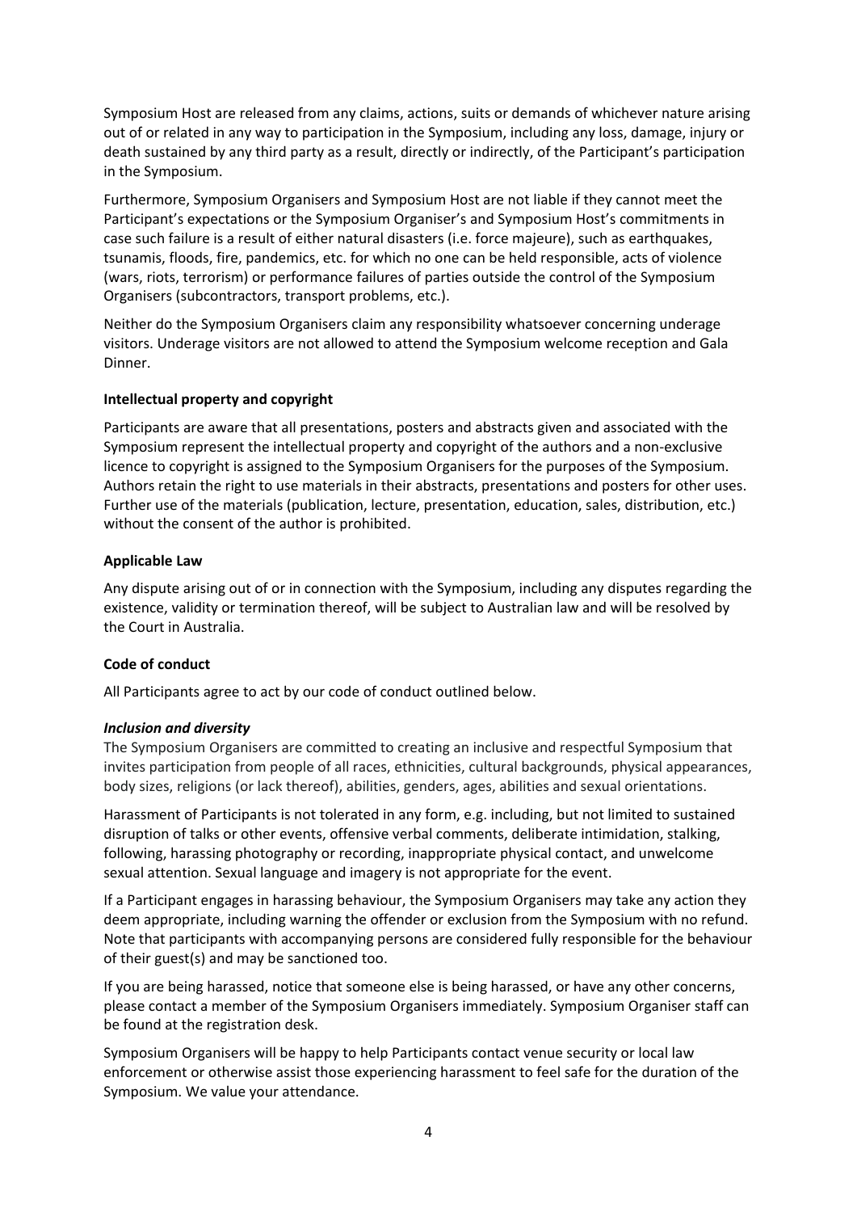Symposium Host are released from any claims, actions, suits or demands of whichever nature arising out of or related in any way to participation in the Symposium, including any loss, damage, injury or death sustained by any third party as a result, directly or indirectly, of the Participant's participation in the Symposium.

Furthermore, Symposium Organisers and Symposium Host are not liable if they cannot meet the Participant's expectations or the Symposium Organiser's and Symposium Host's commitments in case such failure is a result of either natural disasters (i.e. force majeure), such as earthquakes, tsunamis, floods, fire, pandemics, etc. for which no one can be held responsible, acts of violence (wars, riots, terrorism) or performance failures of parties outside the control of the Symposium Organisers (subcontractors, transport problems, etc.).

Neither do the Symposium Organisers claim any responsibility whatsoever concerning underage visitors. Underage visitors are not allowed to attend the Symposium welcome reception and Gala Dinner.

**Intellectual property and copyright**

Participants are aware that all presentations, posters and abstracts given and associated with the Symposium represent the intellectual property and copyright of the authors and a non-exclusive licence to copyright is assigned to the Symposium Organisers for the purposes of the Symposium. Authors retain the right to use materials in their abstracts, presentations and posters for other uses. Further use of the materials (publication, lecture, presentation, education, sales, distribution, etc.) without the consent of the author is prohibited.

**Applicable Law**

Any dispute arising out of or in connection with the Symposium, including any disputes regarding the existence, validity or termination thereof, will be subject to Australian law and will be resolved by the Court in Australia.

**Code of conduct**

All Participants agree to act by our code of conduct outlined below.

***Inclusion and diversity***

The Symposium Organisers are committed to creating an inclusive and respectful Symposium that invites participation from people of all races, ethnicities, cultural backgrounds, physical appearances, body sizes, religions (or lack thereof), abilities, genders, ages, abilities and sexual orientations.

Harassment of Participants is not tolerated in any form, e.g. including, but not limited to sustained disruption of talks or other events, offensive verbal comments, deliberate intimidation, stalking, following, harassing photography or recording, inappropriate physical contact, and unwelcome sexual attention. Sexual language and imagery is not appropriate for the event.

If a Participant engages in harassing behaviour, the Symposium Organisers may take any action they deem appropriate, including warning the offender or exclusion from the Symposium with no refund. Note that participants with accompanying persons are considered fully responsible for the behaviour of their guest(s) and may be sanctioned too.

If you are being harassed, notice that someone else is being harassed, or have any other concerns, please contact a member of the Symposium Organisers immediately. Symposium Organiser staff can be found at the registration desk.

Symposium Organisers will be happy to help Participants contact venue security or local law enforcement or otherwise assist those experiencing harassment to feel safe for the duration of the Symposium. We value your attendance.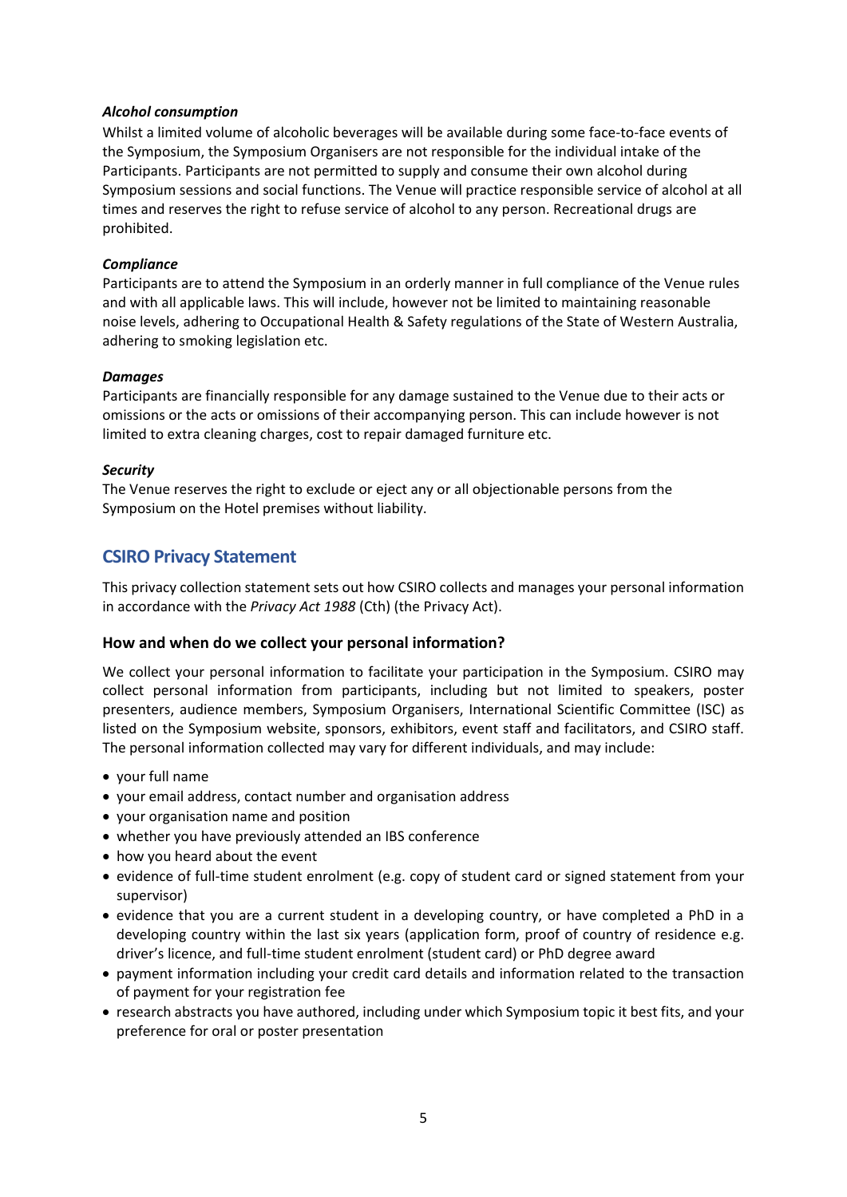***Alcohol consumption***

Whilst a limited volume of alcoholic beverages will be available during some face-to-face events of the Symposium, the Symposium Organisers are not responsible for the individual intake of the Participants. Participants are not permitted to supply and consume their own alcohol during Symposium sessions and social functions. The Venue will practice responsible service of alcohol at all times and reserves the right to refuse service of alcohol to any person. Recreational drugs are prohibited.

***Compliance***

Participants are to attend the Symposium in an orderly manner in full compliance of the Venue rules and with all applicable laws. This will include, however not be limited to maintaining reasonable noise levels, adhering to Occupational Health & Safety regulations of the State of Western Australia, adhering to smoking legislation etc.

***Damages***

Participants are financially responsible for any damage sustained to the Venue due to their acts or omissions or the acts or omissions of their accompanying person. This can include however is not limited to extra cleaning charges, cost to repair damaged furniture etc.

***Security***

The Venue reserves the right to exclude or eject any or all objectionable persons from the Symposium on the Hotel premises without liability.

## CSIRO Privacy Statement

This privacy collection statement sets out how CSIRO collects and manages your personal information in accordance with the *Privacy Act 1988* (Cth) (the Privacy Act).

### How and when do we collect your personal information?

We collect your personal information to facilitate your participation in the Symposium. CSIRO may collect personal information from participants, including but not limited to speakers, poster presenters, audience members, Symposium Organisers, International Scientific Committee (ISC) as listed on the Symposium website, sponsors, exhibitors, event staff and facilitators, and CSIRO staff. The personal information collected may vary for different individuals, and may include:

- your full name
- your email address, contact number and organisation address
- your organisation name and position
- whether you have previously attended an IBS conference
- how you heard about the event
- evidence of full-time student enrolment (e.g. copy of student card or signed statement from your supervisor)
- evidence that you are a current student in a developing country, or have completed a PhD in a developing country within the last six years (application form, proof of country of residence e.g. driver's licence, and full-time student enrolment (student card) or PhD degree award
- payment information including your credit card details and information related to the transaction of payment for your registration fee
- research abstracts you have authored, including under which Symposium topic it best fits, and your preference for oral or poster presentation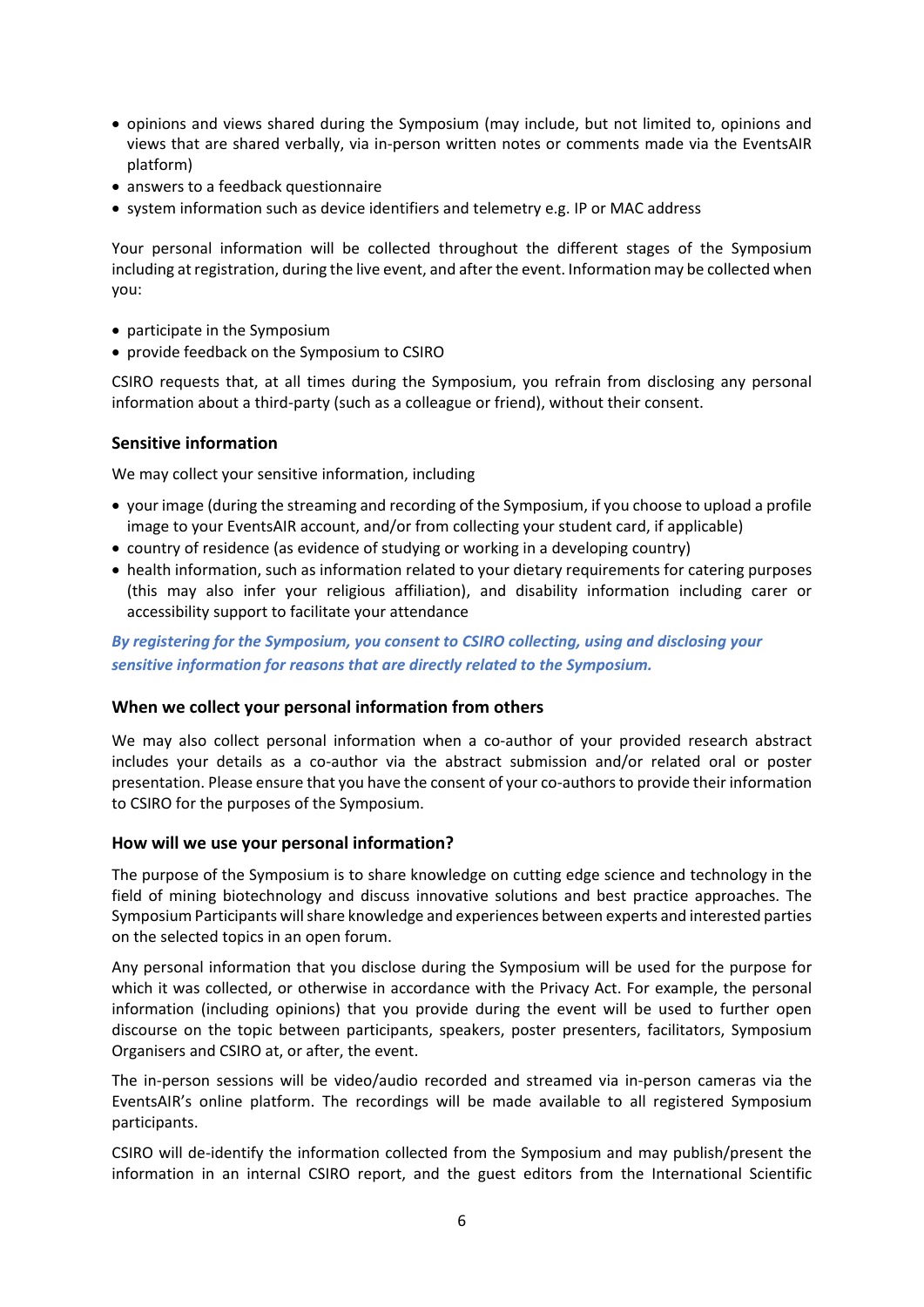- opinions and views shared during the Symposium (may include, but not limited to, opinions and views that are shared verbally, via in-person written notes or comments made via the EventsAIR platform)
- answers to a feedback questionnaire
- system information such as device identifiers and telemetry e.g. IP or MAC address

Your personal information will be collected throughout the different stages of the Symposium including at registration, during the live event, and after the event. Information may be collected when you:

- participate in the Symposium
- provide feedback on the Symposium to CSIRO

CSIRO requests that, at all times during the Symposium, you refrain from disclosing any personal information about a third-party (such as a colleague or friend), without their consent.

### Sensitive information

We may collect your sensitive information, including

- your image (during the streaming and recording of the Symposium, if you choose to upload a profile image to your EventsAIR account, and/or from collecting your student card, if applicable)
- country of residence (as evidence of studying or working in a developing country)
- health information, such as information related to your dietary requirements for catering purposes (this may also infer your religious affiliation), and disability information including carer or accessibility support to facilitate your attendance

***By registering for the Symposium, you consent to CSIRO collecting, using and disclosing your sensitive information for reasons that are directly related to the Symposium.***

### When we collect your personal information from others

We may also collect personal information when a co-author of your provided research abstract includes your details as a co-author via the abstract submission and/or related oral or poster presentation. Please ensure that you have the consent of your co-authors to provide their information to CSIRO for the purposes of the Symposium.

### How will we use your personal information?

The purpose of the Symposium is to share knowledge on cutting edge science and technology in the field of mining biotechnology and discuss innovative solutions and best practice approaches. The Symposium Participants will share knowledge and experiences between experts and interested parties on the selected topics in an open forum.

Any personal information that you disclose during the Symposium will be used for the purpose for which it was collected, or otherwise in accordance with the Privacy Act. For example, the personal information (including opinions) that you provide during the event will be used to further open discourse on the topic between participants, speakers, poster presenters, facilitators, Symposium Organisers and CSIRO at, or after, the event.

The in-person sessions will be video/audio recorded and streamed via in-person cameras via the EventsAIR's online platform. The recordings will be made available to all registered Symposium participants.

CSIRO will de-identify the information collected from the Symposium and may publish/present the information in an internal CSIRO report, and the guest editors from the International Scientific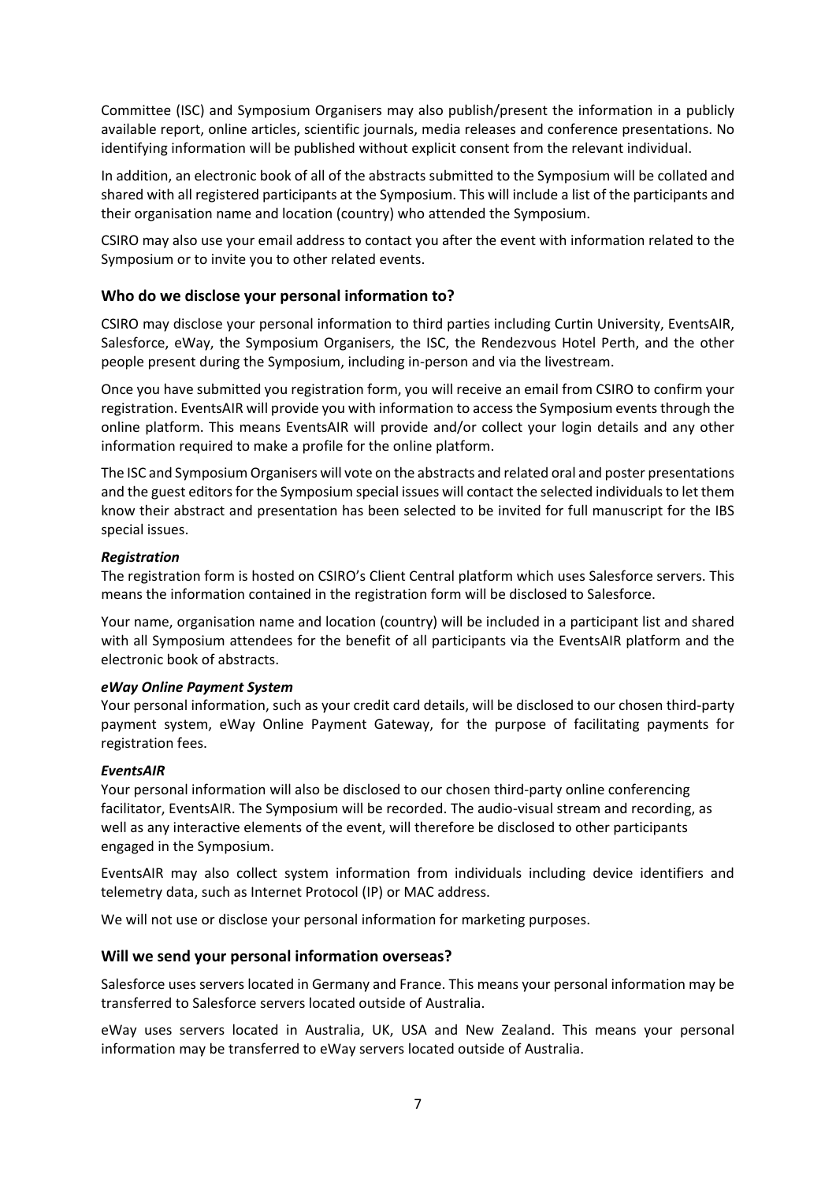Committee (ISC) and Symposium Organisers may also publish/present the information in a publicly available report, online articles, scientific journals, media releases and conference presentations. No identifying information will be published without explicit consent from the relevant individual.

In addition, an electronic book of all of the abstracts submitted to the Symposium will be collated and shared with all registered participants at the Symposium. This will include a list of the participants and their organisation name and location (country) who attended the Symposium.

CSIRO may also use your email address to contact you after the event with information related to the Symposium or to invite you to other related events.

## Who do we disclose your personal information to?

CSIRO may disclose your personal information to third parties including Curtin University, EventsAIR, Salesforce, eWay, the Symposium Organisers, the ISC, the Rendezvous Hotel Perth, and the other people present during the Symposium, including in-person and via the livestream.

Once you have submitted you registration form, you will receive an email from CSIRO to confirm your registration. EventsAIR will provide you with information to access the Symposium events through the online platform. This means EventsAIR will provide and/or collect your login details and any other information required to make a profile for the online platform.

The ISC and Symposium Organisers will vote on the abstracts and related oral and poster presentations and the guest editors for the Symposium special issues will contact the selected individuals to let them know their abstract and presentation has been selected to be invited for full manuscript for the IBS special issues.

***Registration***

The registration form is hosted on CSIRO's Client Central platform which uses Salesforce servers. This means the information contained in the registration form will be disclosed to Salesforce.

Your name, organisation name and location (country) will be included in a participant list and shared with all Symposium attendees for the benefit of all participants via the EventsAIR platform and the electronic book of abstracts.

***eWay Online Payment System***

Your personal information, such as your credit card details, will be disclosed to our chosen third-party payment system, eWay Online Payment Gateway, for the purpose of facilitating payments for registration fees.

***EventsAIR***

Your personal information will also be disclosed to our chosen third-party online conferencing facilitator, EventsAIR. The Symposium will be recorded. The audio-visual stream and recording, as well as any interactive elements of the event, will therefore be disclosed to other participants engaged in the Symposium.

EventsAIR may also collect system information from individuals including device identifiers and telemetry data, such as Internet Protocol (IP) or MAC address.

We will not use or disclose your personal information for marketing purposes.

## Will we send your personal information overseas?

Salesforce uses servers located in Germany and France. This means your personal information may be transferred to Salesforce servers located outside of Australia.

eWay uses servers located in Australia, UK, USA and New Zealand. This means your personal information may be transferred to eWay servers located outside of Australia.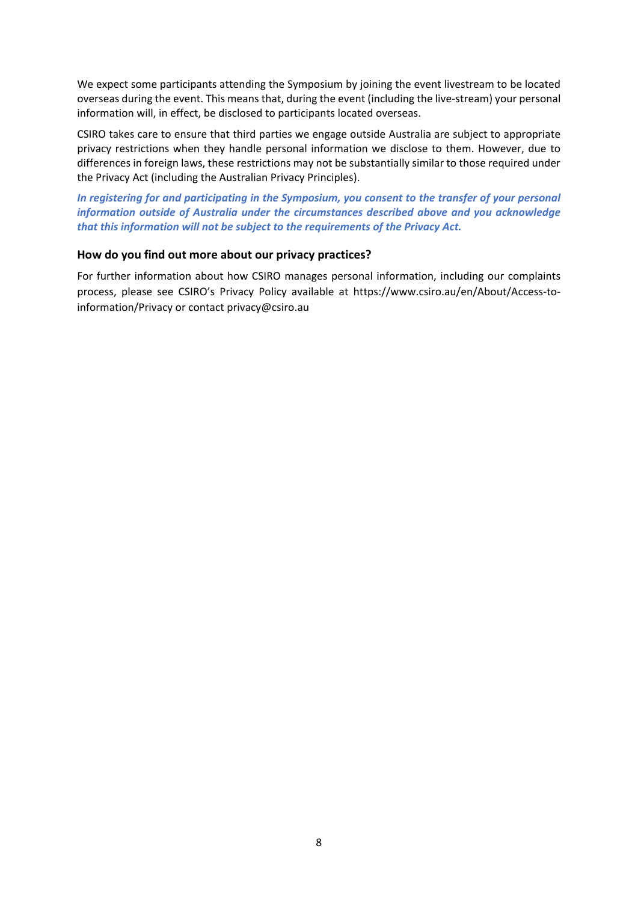We expect some participants attending the Symposium by joining the event livestream to be located overseas during the event. This means that, during the event (including the live-stream) your personal information will, in effect, be disclosed to participants located overseas.

CSIRO takes care to ensure that third parties we engage outside Australia are subject to appropriate privacy restrictions when they handle personal information we disclose to them. However, due to differences in foreign laws, these restrictions may not be substantially similar to those required under the Privacy Act (including the Australian Privacy Principles).

***In registering for and participating in the Symposium, you consent to the transfer of your personal information outside of Australia under the circumstances described above and you acknowledge that this information will not be subject to the requirements of the Privacy Act.***

### How do you find out more about our privacy practices?

For further information about how CSIRO manages personal information, including our complaints process, please see CSIRO's Privacy Policy available at https://www.csiro.au/en/About/Access-to-information/Privacy or contact privacy@csiro.au